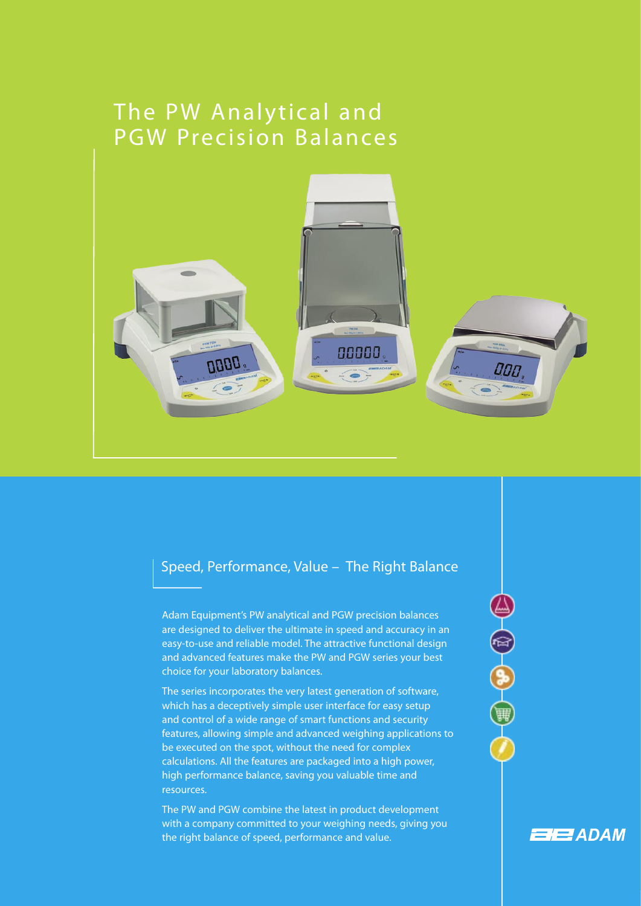# The PW Analytical and PGW Precision Balances

## Speed, Performance, Value – The Right Balance

Adam Equipment's PW analytical and PGW precision balances are designed to deliver the ultimate in speed and accuracy in an easy-to-use and reliable model. The attractive functional design and advanced features make the PW and PGW series your best choice for your laboratory balances.

The series incorporates the very latest generation of software, which has a deceptively simple user interface for easy setup and control of a wide range of smart functions and security features, allowing simple and advanced weighing applications to be executed on the spot, without the need for complex calculations. All the features are packaged into a high power, high performance balance, saving you valuable time and resources.

The PW and PGW combine the latest in product development with a company committed to your weighing needs, giving you the right balance of speed, performance and value.

ADAM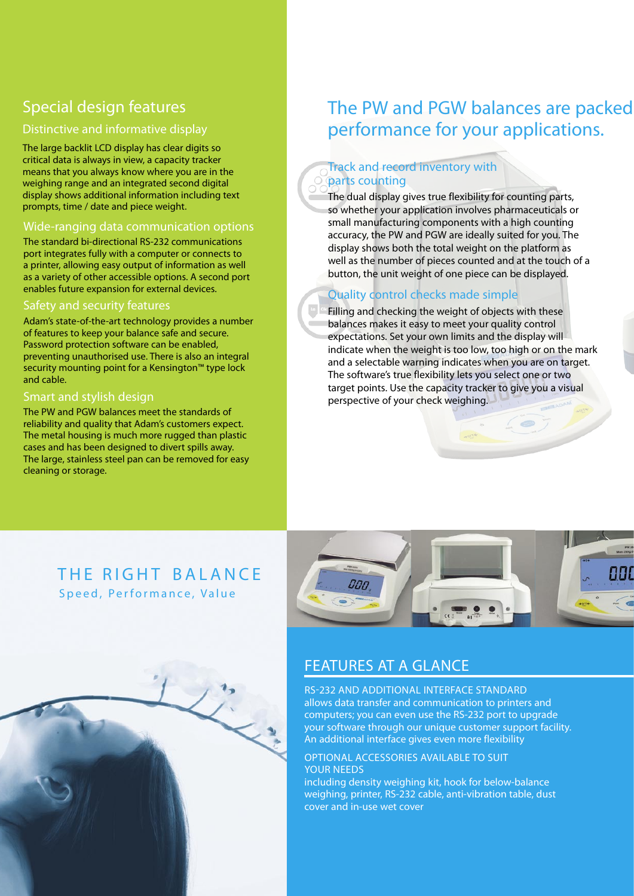## Special design features

### Distinctive and informative display

The large backlit LCD display has clear digits so critical data is always in view, a capacity tracker means that you always know where you are in the weighing range and an integrated second digital display shows additional information including text prompts, time / date and piece weight.

### Wide-ranging data communication options

The standard bi-directional RS-232 communications port integrates fully with a computer or connects to a printer, allowing easy output of information as well as a variety of other accessible options. A second port enables future expansion for external devices.

### Safety and security features

Adam's state-of-the-art technology provides a number of features to keep your balance safe and secure. Password protection software can be enabled, preventing unauthorised use. There is also an integral security mounting point for a Kensington™ type lock and cable.

### Smart and stylish design

The PW and PGW balances meet the standards of reliability and quality that Adam's customers expect. The metal housing is much more rugged than plastic cases and has been designed to divert spills away. The large, stainless steel pan can be removed for easy cleaning or storage.

## The PW and PGW balances are packed performance for your applications.

### Track and record inventory with parts counting

The dual display gives true flexibility for counting parts, so whether your application involves pharmaceuticals or small manufacturing components with a high counting accuracy, the PW and PGW are ideally suited for you. The display shows both the total weight on the platform as well as the number of pieces counted and at the touch of a button, the unit weight of one piece can be displayed.

### Quality control checks made simple

Filling and checking the weight of objects with these balances makes it easy to meet your quality control expectations. Set your own limits and the display will indicate when the weight is too low, too high or on the mark and a selectable warning indicates when you are on target. The software's true flexibility lets you select one or two target points. Use the capacity tracker to give you a visual perspective of your check weighing.

THE RIGHT BALANCE

Speed, Performance, Value

## FEATURES AT A GLANCE

RS-232 AND ADDITIONAL INTERFACE STANDARD
allows data transfer and communication to printers and computers; you can even use the RS-232 port to upgrade your software through our unique customer support facility. An additional interface gives even more flexibility

OPTIONAL ACCESSORIES AVAILABLE TO SUIT YOUR NEEDS
including density weighing kit, hook for below-balance weighing, printer, RS-232 cable, anti-vibration table, dust cover and in-use wet cover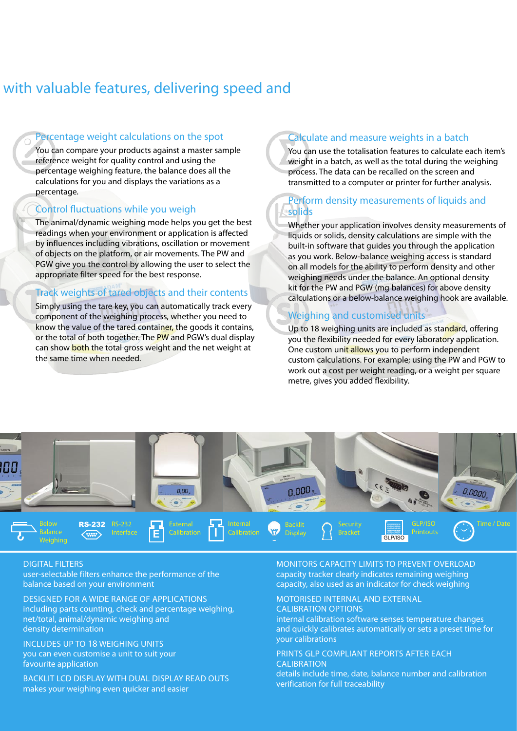## with valuable features, delivering speed and

### Percentage weight calculations on the spot

You can compare your products against a master sample reference weight for quality control and using the percentage weighing feature, the balance does all the calculations for you and displays the variations as a percentage.

### Control fluctuations while you weigh

The animal/dynamic weighing mode helps you get the best readings when your environment or application is affected by influences including vibrations, oscillation or movement of objects on the platform, or air movements. The PW and PGW give you the control by allowing the user to select the appropriate filter speed for the best response.

### Track weights of tared objects and their contents

Simply using the tare key, you can automatically track every component of the weighing process, whether you need to know the value of the tared container, the goods it contains, or the total of both together. The PW and PGW's dual display can show both the total gross weight and the net weight at the same time when needed.

### Calculate and measure weights in a batch

You can use the totalisation features to calculate each item's weight in a batch, as well as the total during the weighing process. The data can be recalled on the screen and transmitted to a computer or printer for further analysis.

### Perform density measurements of liquids and solids

Whether your application involves density measurements of liquids or solids, density calculations are simple with the built-in software that guides you through the application as you work. Below-balance weighing access is standard on all models for the ability to perform density and other weighing needs under the balance. An optional density kit for the PW and PGW (mg balances) for above density calculations or a below-balance weighing hook are available.

### Weighing and customised units

Up to 18 weighing units are included as standard, offering you the flexibility needed for every laboratory application. One custom unit allows you to perform independent custom calculations. For example; using the PW and PGW to work out a cost per weight reading, or a weight per square metre, gives you added flexibility.

Below Balance Weighing | RS-232 Interface | External Calibration | Internal Calibration | Backlit Display | Security Bracket | GLP/ISO Printouts | Time / Date

**DIGITAL FILTERS**
user-selectable filters enhance the performance of the balance based on your environment

**DESIGNED FOR A WIDE RANGE OF APPLICATIONS**
including parts counting, check and percentage weighing, net/total, animal/dynamic weighing and density determination

**INCLUDES UP TO 18 WEIGHING UNITS**
you can even customise a unit to suit your favourite application

**BACKLIT LCD DISPLAY WITH DUAL DISPLAY READ OUTS**
makes your weighing even quicker and easier

**MONITORS CAPACITY LIMITS TO PREVENT OVERLOAD**
capacity tracker clearly indicates remaining weighing capacity, also used as an indicator for check weighing

**MOTORISED INTERNAL AND EXTERNAL CALIBRATION OPTIONS**
internal calibration software senses temperature changes and quickly calibrates automatically or sets a preset time for your calibrations

**PRINTS GLP COMPLIANT REPORTS AFTER EACH CALIBRATION**
details include time, date, balance number and calibration verification for full traceability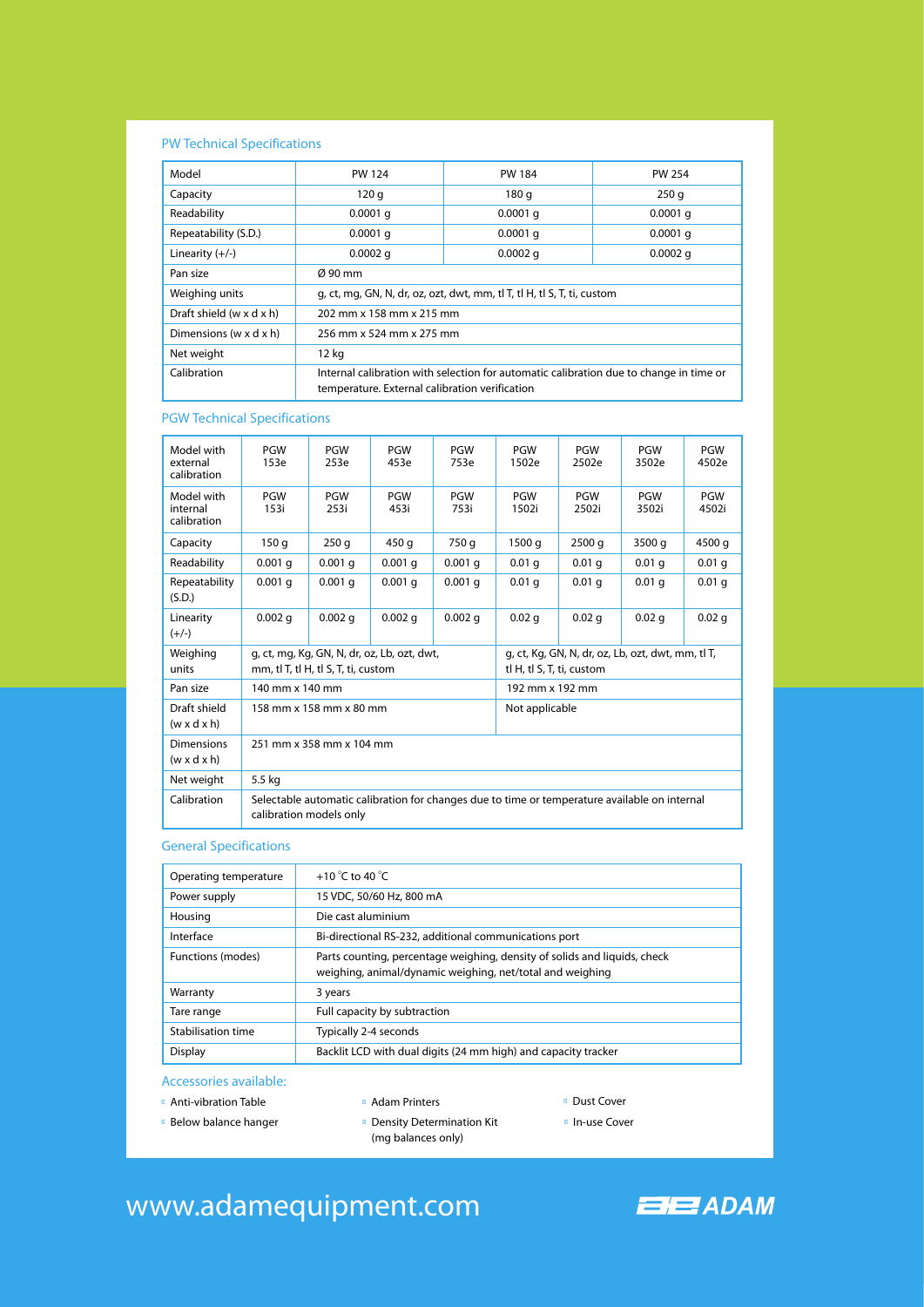## PW Technical Specifications

| Model | PW 124 | PW 184 | PW 254 |
|---|---|---|---|
| Capacity | 120 g | 180 g | 250 g |
| Readability | 0.0001 g | 0.0001 g | 0.0001 g |
| Repeatability (S.D.) | 0.0001 g | 0.0001 g | 0.0001 g |
| Linearity (+/-) | 0.0002 g | 0.0002 g | 0.0002 g |
| Pan size | Ø 90 mm | | |
| Weighing units | g, ct, mg, GN, N, dr, oz, ozt, dwt, mm, tl T, tl H, tl S, T, ti, custom | | |
| Draft shield (w x d x h) | 202 mm x 158 mm x 215 mm | | |
| Dimensions (w x d x h) | 256 mm x 524 mm x 275 mm | | |
| Net weight | 12 kg | | |
| Calibration | Internal calibration with selection for automatic calibration due to change in time or temperature. External calibration verification | | |

## PGW Technical Specifications

| Model with external calibration | PGW 153e | PGW 253e | PGW 453e | PGW 753e | PGW 1502e | PGW 2502e | PGW 3502e | PGW 4502e |
|---|---|---|---|---|---|---|---|---|
| Model with internal calibration | PGW 153i | PGW 253i | PGW 453i | PGW 753i | PGW 1502i | PGW 2502i | PGW 3502i | PGW 4502i |
| Capacity | 150 g | 250 g | 450 g | 750 g | 1500 g | 2500 g | 3500 g | 4500 g |
| Readability | 0.001 g | 0.001 g | 0.001 g | 0.001 g | 0.01 g | 0.01 g | 0.01 g | 0.01 g |
| Repeatability (S.D.) | 0.001 g | 0.001 g | 0.001 g | 0.001 g | 0.01 g | 0.01 g | 0.01 g | 0.01 g |
| Linearity (+/-) | 0.002 g | 0.002 g | 0.002 g | 0.002 g | 0.02 g | 0.02 g | 0.02 g | 0.02 g |
| Weighing units | g, ct, mg, Kg, GN, N, dr, oz, Lb, ozt, dwt, mm, tl T, tl H, tl S, T, ti, custom | | | | g, ct, Kg, GN, N, dr, oz, Lb, ozt, dwt, mm, tl T, tl H, tl S, T, ti, custom | | | |
| Pan size | 140 mm x 140 mm | | | | 192 mm x 192 mm | | | |
| Draft shield (w x d x h) | 158 mm x 158 mm x 80 mm | | | | Not applicable | | | |
| Dimensions (w x d x h) | 251 mm x 358 mm x 104 mm | | | | | | | |
| Net weight | 5.5 kg | | | | | | | |
| Calibration | Selectable automatic calibration for changes due to time or temperature available on internal calibration models only | | | | | | | |

## General Specifications

| | |
|---|---|
| Operating temperature | +10 °C to 40 °C |
| Power supply | 15 VDC, 50/60 Hz, 800 mA |
| Housing | Die cast aluminium |
| Interface | Bi-directional RS-232, additional communications port |
| Functions (modes) | Parts counting, percentage weighing, density of solids and liquids, check weighing, animal/dynamic weighing, net/total and weighing |
| Warranty | 3 years |
| Tare range | Full capacity by subtraction |
| Stabilisation time | Typically 2-4 seconds |
| Display | Backlit LCD with dual digits (24 mm high) and capacity tracker |

## Accessories available:

- Anti-vibration Table
- Below balance hanger
- Adam Printers
- Density Determination Kit (mg balances only)
- Dust Cover
- In-use Cover

www.adamequipment.com

ADAM